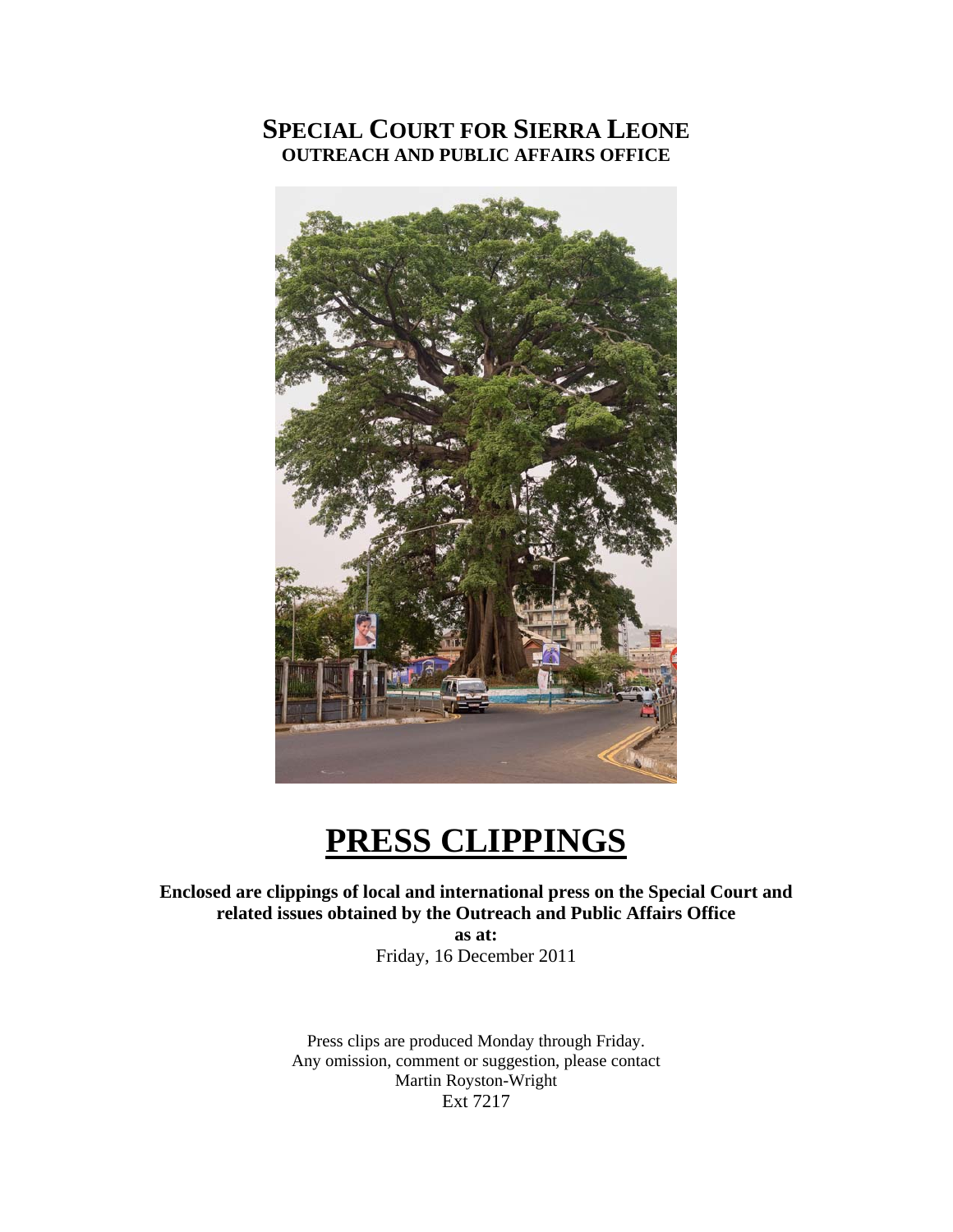# SPECIAL COURT FOR SIERRA LEONE
## OUTREACH AND PUBLIC AFFAIRS OFFICE

# PRESS CLIPPINGS

**Enclosed are clippings of local and international press on the Special Court and related issues obtained by the Outreach and Public Affairs Office**

**as at:**

Friday, 16 December 2011

Press clips are produced Monday through Friday.
Any omission, comment or suggestion, please contact
Martin Royston-Wright
Ext 7217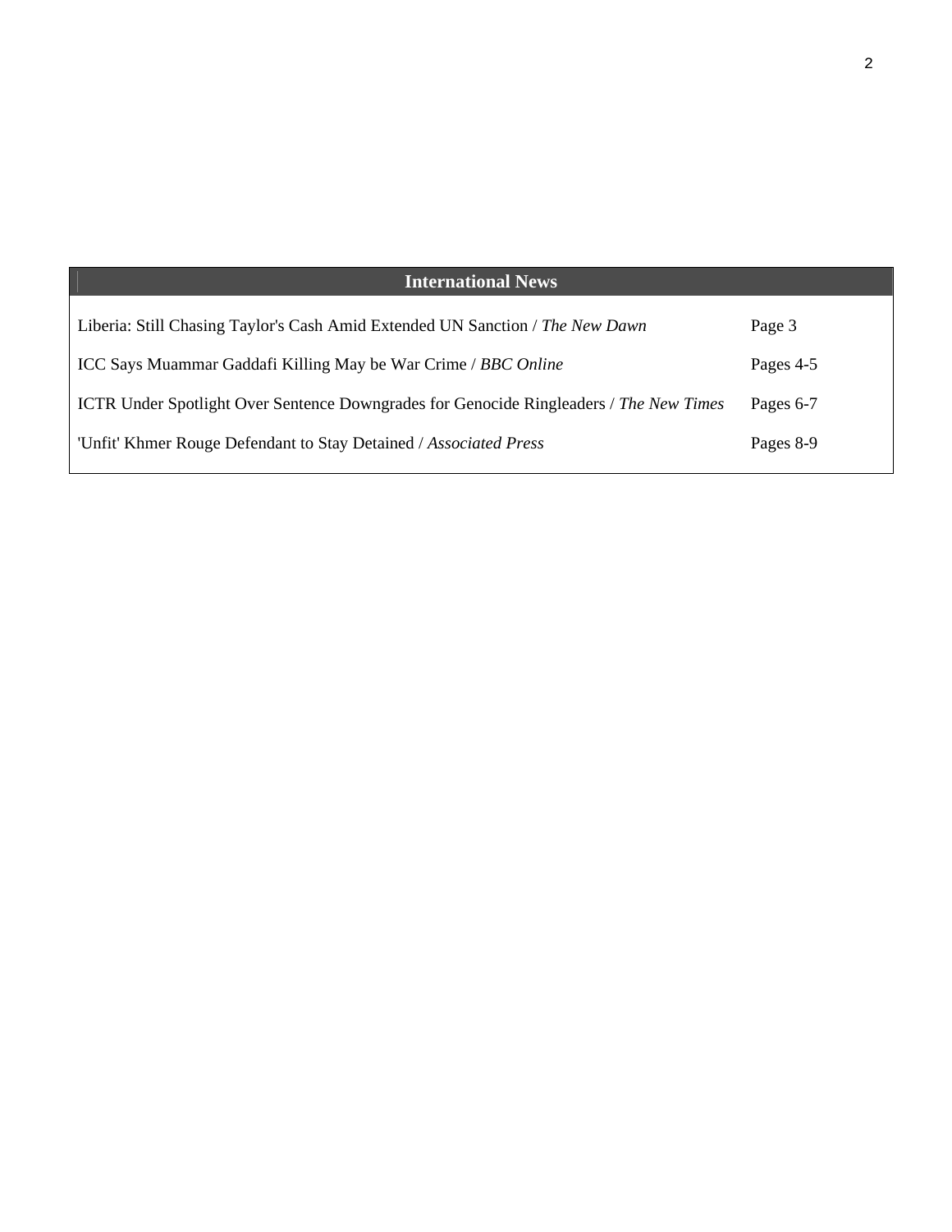| International News | |
|---|---|
| Liberia: Still Chasing Taylor's Cash Amid Extended UN Sanction / *The New Dawn* | Page 3 |
| ICC Says Muammar Gaddafi Killing May be War Crime / *BBC Online* | Pages 4-5 |
| ICTR Under Spotlight Over Sentence Downgrades for Genocide Ringleaders / *The New Times* | Pages 6-7 |
| 'Unfit' Khmer Rouge Defendant to Stay Detained / *Associated Press* | Pages 8-9 |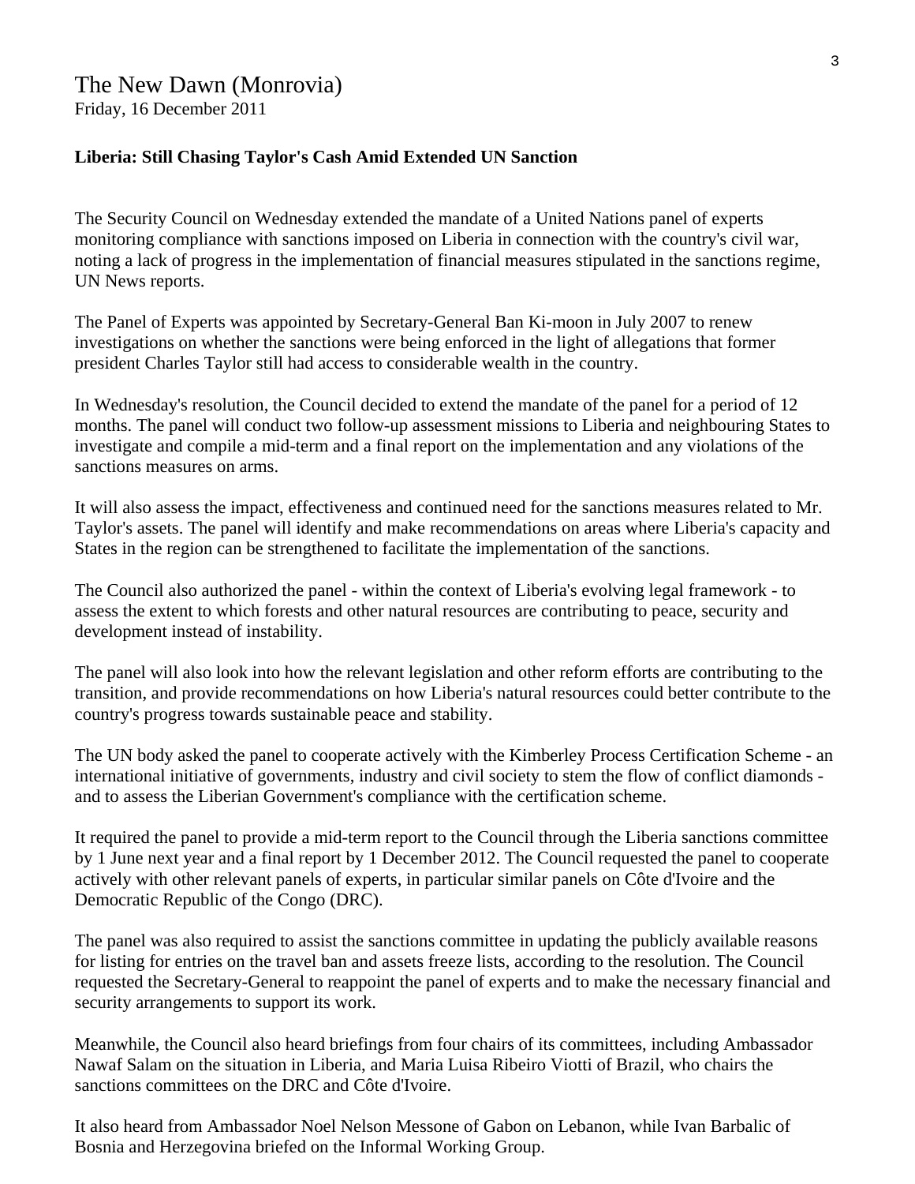The New Dawn (Monrovia)
Friday, 16 December 2011

**Liberia: Still Chasing Taylor's Cash Amid Extended UN Sanction**

The Security Council on Wednesday extended the mandate of a United Nations panel of experts monitoring compliance with sanctions imposed on Liberia in connection with the country's civil war, noting a lack of progress in the implementation of financial measures stipulated in the sanctions regime, UN News reports.

The Panel of Experts was appointed by Secretary-General Ban Ki-moon in July 2007 to renew investigations on whether the sanctions were being enforced in the light of allegations that former president Charles Taylor still had access to considerable wealth in the country.

In Wednesday's resolution, the Council decided to extend the mandate of the panel for a period of 12 months. The panel will conduct two follow-up assessment missions to Liberia and neighbouring States to investigate and compile a mid-term and a final report on the implementation and any violations of the sanctions measures on arms.

It will also assess the impact, effectiveness and continued need for the sanctions measures related to Mr. Taylor's assets. The panel will identify and make recommendations on areas where Liberia's capacity and States in the region can be strengthened to facilitate the implementation of the sanctions.

The Council also authorized the panel - within the context of Liberia's evolving legal framework - to assess the extent to which forests and other natural resources are contributing to peace, security and development instead of instability.

The panel will also look into how the relevant legislation and other reform efforts are contributing to the transition, and provide recommendations on how Liberia's natural resources could better contribute to the country's progress towards sustainable peace and stability.

The UN body asked the panel to cooperate actively with the Kimberley Process Certification Scheme - an international initiative of governments, industry and civil society to stem the flow of conflict diamonds - and to assess the Liberian Government's compliance with the certification scheme.

It required the panel to provide a mid-term report to the Council through the Liberia sanctions committee by 1 June next year and a final report by 1 December 2012. The Council requested the panel to cooperate actively with other relevant panels of experts, in particular similar panels on Côte d'Ivoire and the Democratic Republic of the Congo (DRC).

The panel was also required to assist the sanctions committee in updating the publicly available reasons for listing for entries on the travel ban and assets freeze lists, according to the resolution. The Council requested the Secretary-General to reappoint the panel of experts and to make the necessary financial and security arrangements to support its work.

Meanwhile, the Council also heard briefings from four chairs of its committees, including Ambassador Nawaf Salam on the situation in Liberia, and Maria Luisa Ribeiro Viotti of Brazil, who chairs the sanctions committees on the DRC and Côte d'Ivoire.

It also heard from Ambassador Noel Nelson Messone of Gabon on Lebanon, while Ivan Barbalic of Bosnia and Herzegovina briefed on the Informal Working Group.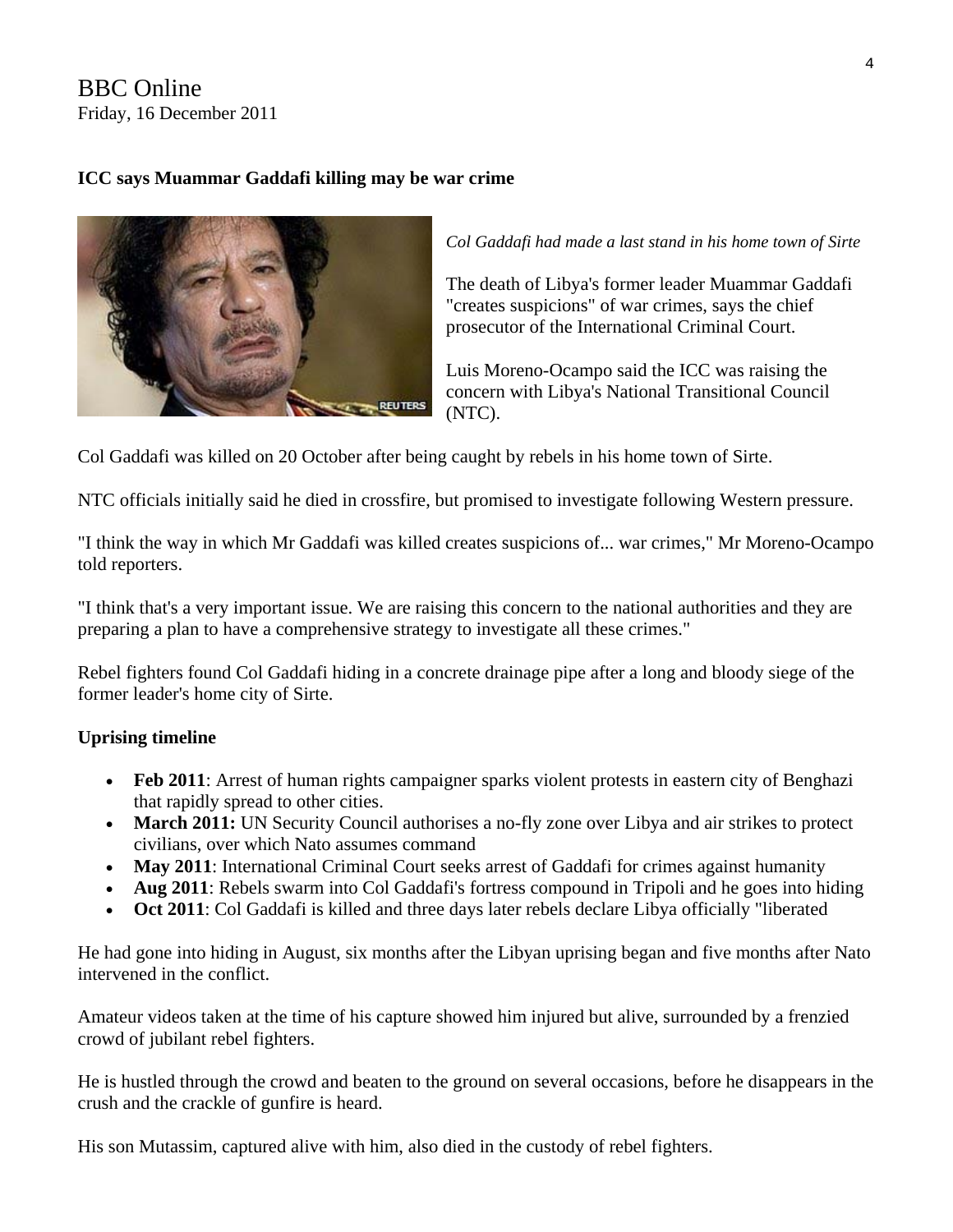BBC Online
Friday, 16 December 2011

**ICC says Muammar Gaddafi killing may be war crime**

*Col Gaddafi had made a last stand in his home town of Sirte*

The death of Libya's former leader Muammar Gaddafi "creates suspicions" of war crimes, says the chief prosecutor of the International Criminal Court.

Luis Moreno-Ocampo said the ICC was raising the concern with Libya's National Transitional Council (NTC).

Col Gaddafi was killed on 20 October after being caught by rebels in his home town of Sirte.

NTC officials initially said he died in crossfire, but promised to investigate following Western pressure.

"I think the way in which Mr Gaddafi was killed creates suspicions of... war crimes," Mr Moreno-Ocampo told reporters.

"I think that's a very important issue. We are raising this concern to the national authorities and they are preparing a plan to have a comprehensive strategy to investigate all these crimes."

Rebel fighters found Col Gaddafi hiding in a concrete drainage pipe after a long and bloody siege of the former leader's home city of Sirte.

**Uprising timeline**

- **Feb 2011**: Arrest of human rights campaigner sparks violent protests in eastern city of Benghazi that rapidly spread to other cities.
- **March 2011:** UN Security Council authorises a no-fly zone over Libya and air strikes to protect civilians, over which Nato assumes command
- **May 2011**: International Criminal Court seeks arrest of Gaddafi for crimes against humanity
- **Aug 2011**: Rebels swarm into Col Gaddafi's fortress compound in Tripoli and he goes into hiding
- **Oct 2011**: Col Gaddafi is killed and three days later rebels declare Libya officially "liberated

He had gone into hiding in August, six months after the Libyan uprising began and five months after Nato intervened in the conflict.

Amateur videos taken at the time of his capture showed him injured but alive, surrounded by a frenzied crowd of jubilant rebel fighters.

He is hustled through the crowd and beaten to the ground on several occasions, before he disappears in the crush and the crackle of gunfire is heard.

His son Mutassim, captured alive with him, also died in the custody of rebel fighters.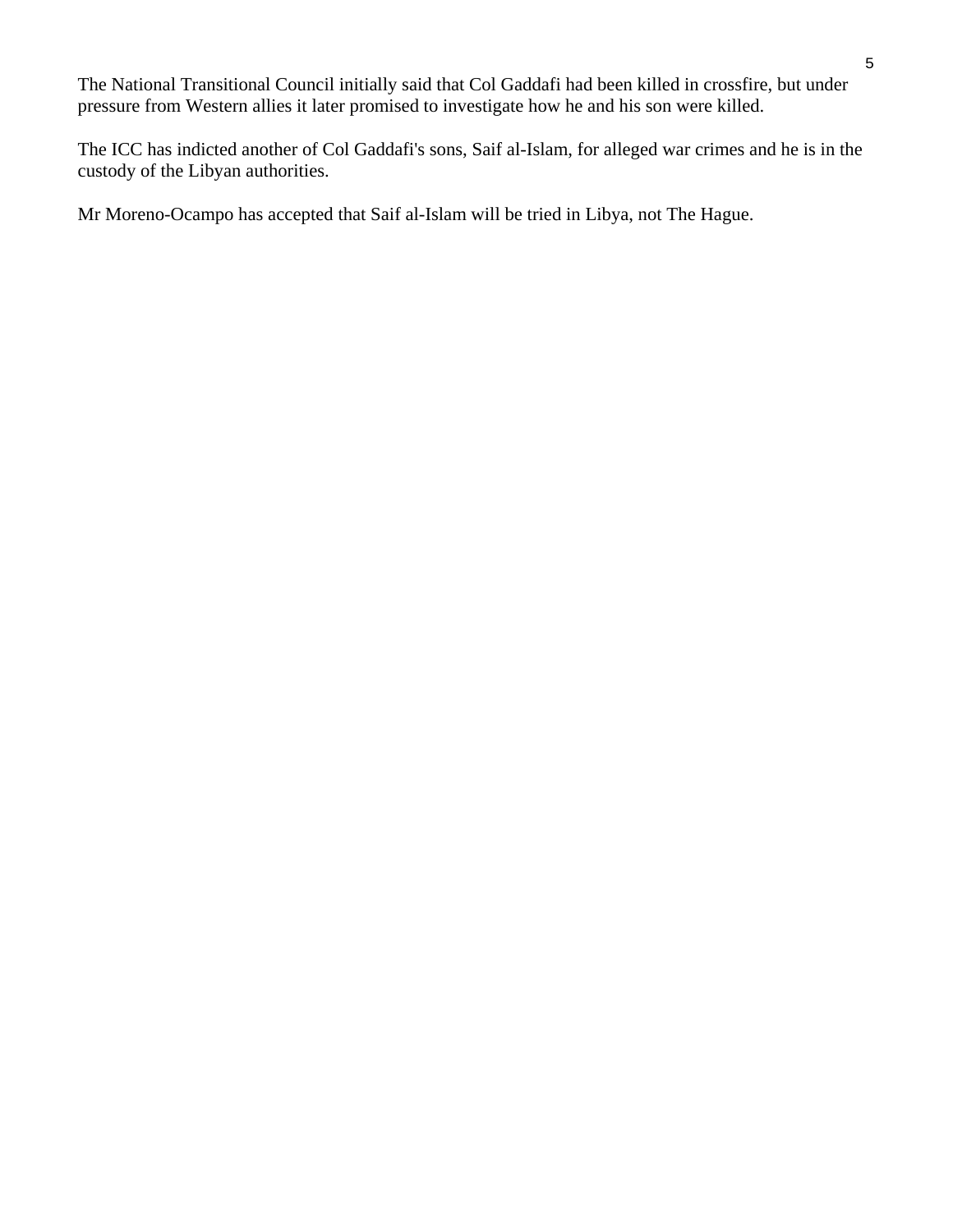The National Transitional Council initially said that Col Gaddafi had been killed in crossfire, but under pressure from Western allies it later promised to investigate how he and his son were killed.

The ICC has indicted another of Col Gaddafi's sons, Saif al-Islam, for alleged war crimes and he is in the custody of the Libyan authorities.

Mr Moreno-Ocampo has accepted that Saif al-Islam will be tried in Libya, not The Hague.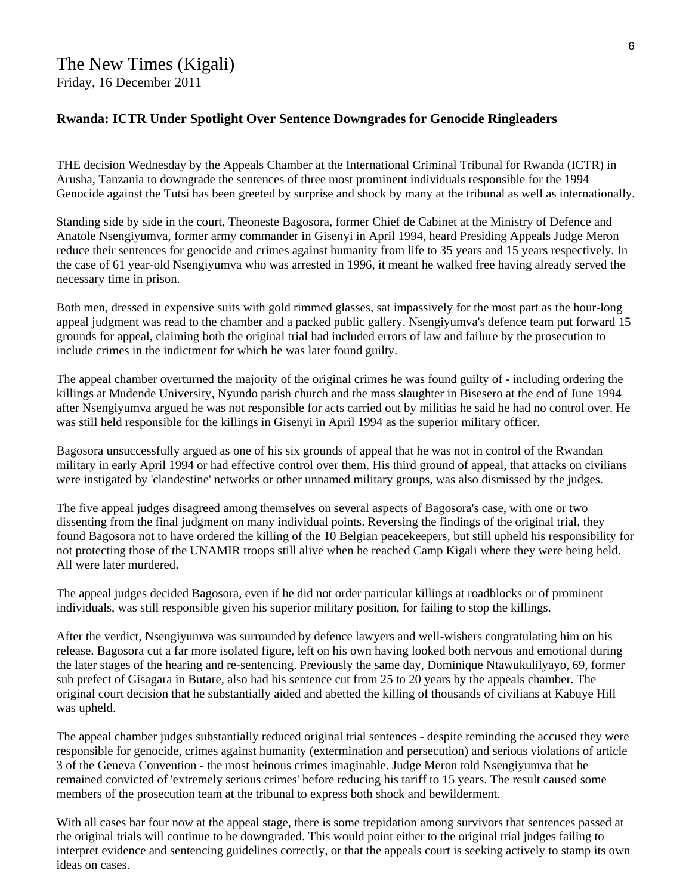The New Times (Kigali)
Friday, 16 December 2011

**Rwanda: ICTR Under Spotlight Over Sentence Downgrades for Genocide Ringleaders**

THE decision Wednesday by the Appeals Chamber at the International Criminal Tribunal for Rwanda (ICTR) in Arusha, Tanzania to downgrade the sentences of three most prominent individuals responsible for the 1994 Genocide against the Tutsi has been greeted by surprise and shock by many at the tribunal as well as internationally.

Standing side by side in the court, Theoneste Bagosora, former Chief de Cabinet at the Ministry of Defence and Anatole Nsengiyumva, former army commander in Gisenyi in April 1994, heard Presiding Appeals Judge Meron reduce their sentences for genocide and crimes against humanity from life to 35 years and 15 years respectively. In the case of 61 year-old Nsengiyumva who was arrested in 1996, it meant he walked free having already served the necessary time in prison.

Both men, dressed in expensive suits with gold rimmed glasses, sat impassively for the most part as the hour-long appeal judgment was read to the chamber and a packed public gallery. Nsengiyumva's defence team put forward 15 grounds for appeal, claiming both the original trial had included errors of law and failure by the prosecution to include crimes in the indictment for which he was later found guilty.

The appeal chamber overturned the majority of the original crimes he was found guilty of - including ordering the killings at Mudende University, Nyundo parish church and the mass slaughter in Bisesero at the end of June 1994 after Nsengiyumva argued he was not responsible for acts carried out by militias he said he had no control over. He was still held responsible for the killings in Gisenyi in April 1994 as the superior military officer.

Bagosora unsuccessfully argued as one of his six grounds of appeal that he was not in control of the Rwandan military in early April 1994 or had effective control over them. His third ground of appeal, that attacks on civilians were instigated by 'clandestine' networks or other unnamed military groups, was also dismissed by the judges.

The five appeal judges disagreed among themselves on several aspects of Bagosora's case, with one or two dissenting from the final judgment on many individual points. Reversing the findings of the original trial, they found Bagosora not to have ordered the killing of the 10 Belgian peacekeepers, but still upheld his responsibility for not protecting those of the UNAMIR troops still alive when he reached Camp Kigali where they were being held. All were later murdered.

The appeal judges decided Bagosora, even if he did not order particular killings at roadblocks or of prominent individuals, was still responsible given his superior military position, for failing to stop the killings.

After the verdict, Nsengiyumva was surrounded by defence lawyers and well-wishers congratulating him on his release. Bagosora cut a far more isolated figure, left on his own having looked both nervous and emotional during the later stages of the hearing and re-sentencing. Previously the same day, Dominique Ntawukulilyayo, 69, former sub prefect of Gisagara in Butare, also had his sentence cut from 25 to 20 years by the appeals chamber. The original court decision that he substantially aided and abetted the killing of thousands of civilians at Kabuye Hill was upheld.

The appeal chamber judges substantially reduced original trial sentences - despite reminding the accused they were responsible for genocide, crimes against humanity (extermination and persecution) and serious violations of article 3 of the Geneva Convention - the most heinous crimes imaginable. Judge Meron told Nsengiyumva that he remained convicted of 'extremely serious crimes' before reducing his tariff to 15 years. The result caused some members of the prosecution team at the tribunal to express both shock and bewilderment.

With all cases bar four now at the appeal stage, there is some trepidation among survivors that sentences passed at the original trials will continue to be downgraded. This would point either to the original trial judges failing to interpret evidence and sentencing guidelines correctly, or that the appeals court is seeking actively to stamp its own ideas on cases.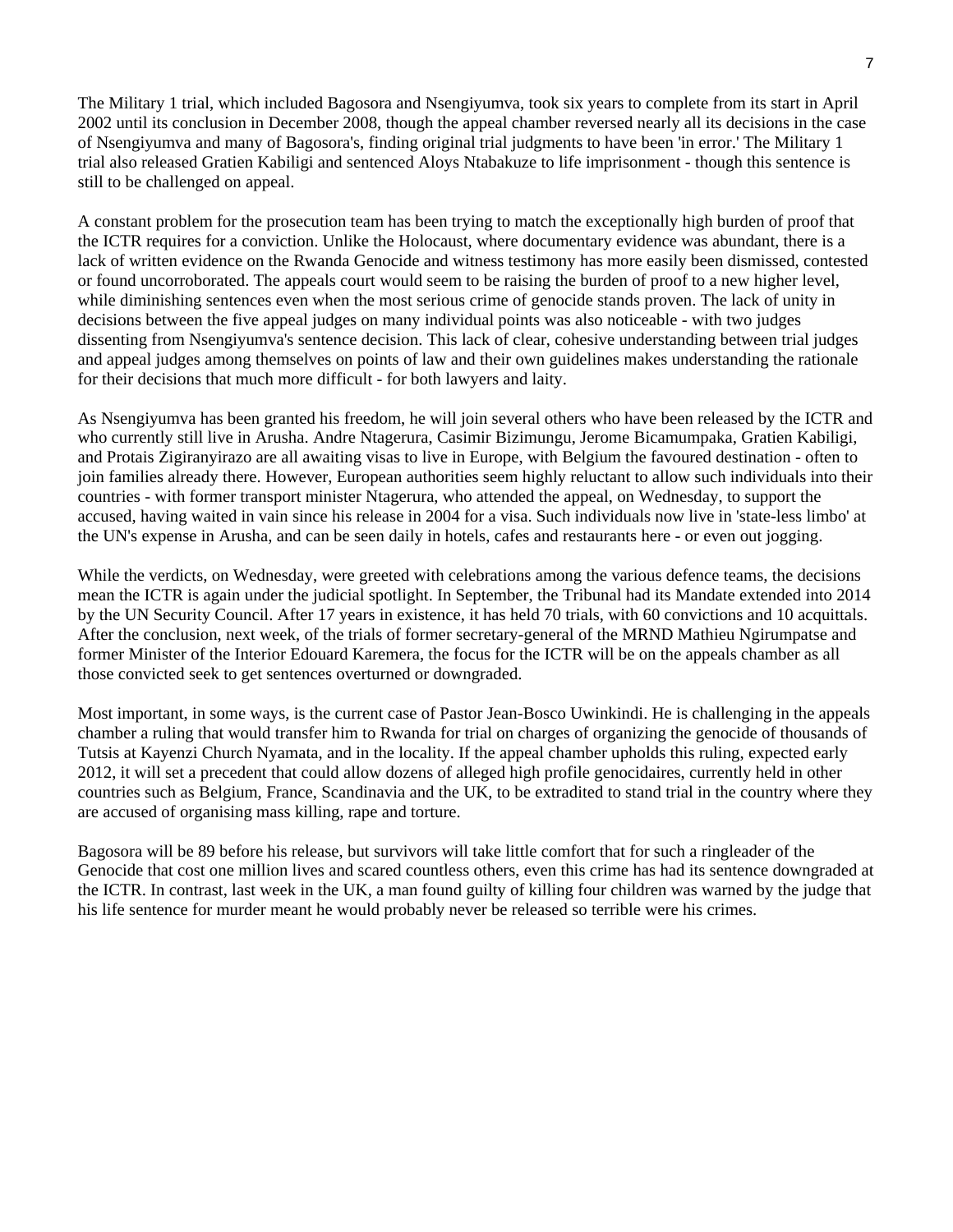The Military 1 trial, which included Bagosora and Nsengiyumva, took six years to complete from its start in April 2002 until its conclusion in December 2008, though the appeal chamber reversed nearly all its decisions in the case of Nsengiyumva and many of Bagosora's, finding original trial judgments to have been 'in error.' The Military 1 trial also released Gratien Kabiligi and sentenced Aloys Ntabakuze to life imprisonment - though this sentence is still to be challenged on appeal.

A constant problem for the prosecution team has been trying to match the exceptionally high burden of proof that the ICTR requires for a conviction. Unlike the Holocaust, where documentary evidence was abundant, there is a lack of written evidence on the Rwanda Genocide and witness testimony has more easily been dismissed, contested or found uncorroborated. The appeals court would seem to be raising the burden of proof to a new higher level, while diminishing sentences even when the most serious crime of genocide stands proven. The lack of unity in decisions between the five appeal judges on many individual points was also noticeable - with two judges dissenting from Nsengiyumva's sentence decision. This lack of clear, cohesive understanding between trial judges and appeal judges among themselves on points of law and their own guidelines makes understanding the rationale for their decisions that much more difficult - for both lawyers and laity.

As Nsengiyumva has been granted his freedom, he will join several others who have been released by the ICTR and who currently still live in Arusha. Andre Ntagerura, Casimir Bizimungu, Jerome Bicamumpaka, Gratien Kabiligi, and Protais Zigiranyirazo are all awaiting visas to live in Europe, with Belgium the favoured destination - often to join families already there. However, European authorities seem highly reluctant to allow such individuals into their countries - with former transport minister Ntagerura, who attended the appeal, on Wednesday, to support the accused, having waited in vain since his release in 2004 for a visa. Such individuals now live in 'state-less limbo' at the UN's expense in Arusha, and can be seen daily in hotels, cafes and restaurants here - or even out jogging.

While the verdicts, on Wednesday, were greeted with celebrations among the various defence teams, the decisions mean the ICTR is again under the judicial spotlight. In September, the Tribunal had its Mandate extended into 2014 by the UN Security Council. After 17 years in existence, it has held 70 trials, with 60 convictions and 10 acquittals. After the conclusion, next week, of the trials of former secretary-general of the MRND Mathieu Ngirumpatse and former Minister of the Interior Edouard Karemera, the focus for the ICTR will be on the appeals chamber as all those convicted seek to get sentences overturned or downgraded.

Most important, in some ways, is the current case of Pastor Jean-Bosco Uwinkindi. He is challenging in the appeals chamber a ruling that would transfer him to Rwanda for trial on charges of organizing the genocide of thousands of Tutsis at Kayenzi Church Nyamata, and in the locality. If the appeal chamber upholds this ruling, expected early 2012, it will set a precedent that could allow dozens of alleged high profile genocidaires, currently held in other countries such as Belgium, France, Scandinavia and the UK, to be extradited to stand trial in the country where they are accused of organising mass killing, rape and torture.

Bagosora will be 89 before his release, but survivors will take little comfort that for such a ringleader of the Genocide that cost one million lives and scared countless others, even this crime has had its sentence downgraded at the ICTR. In contrast, last week in the UK, a man found guilty of killing four children was warned by the judge that his life sentence for murder meant he would probably never be released so terrible were his crimes.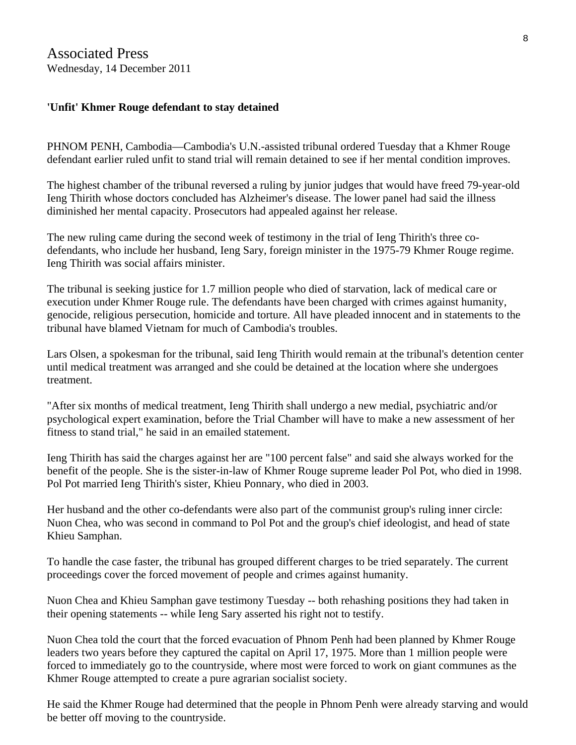Associated Press
Wednesday, 14 December 2011

**'Unfit' Khmer Rouge defendant to stay detained**

PHNOM PENH, Cambodia—Cambodia's U.N.-assisted tribunal ordered Tuesday that a Khmer Rouge defendant earlier ruled unfit to stand trial will remain detained to see if her mental condition improves.

The highest chamber of the tribunal reversed a ruling by junior judges that would have freed 79-year-old Ieng Thirith whose doctors concluded has Alzheimer's disease. The lower panel had said the illness diminished her mental capacity. Prosecutors had appealed against her release.

The new ruling came during the second week of testimony in the trial of Ieng Thirith's three co-defendants, who include her husband, Ieng Sary, foreign minister in the 1975-79 Khmer Rouge regime. Ieng Thirith was social affairs minister.

The tribunal is seeking justice for 1.7 million people who died of starvation, lack of medical care or execution under Khmer Rouge rule. The defendants have been charged with crimes against humanity, genocide, religious persecution, homicide and torture. All have pleaded innocent and in statements to the tribunal have blamed Vietnam for much of Cambodia's troubles.

Lars Olsen, a spokesman for the tribunal, said Ieng Thirith would remain at the tribunal's detention center until medical treatment was arranged and she could be detained at the location where she undergoes treatment.

"After six months of medical treatment, Ieng Thirith shall undergo a new medial, psychiatric and/or psychological expert examination, before the Trial Chamber will have to make a new assessment of her fitness to stand trial," he said in an emailed statement.

Ieng Thirith has said the charges against her are "100 percent false" and said she always worked for the benefit of the people. She is the sister-in-law of Khmer Rouge supreme leader Pol Pot, who died in 1998. Pol Pot married Ieng Thirith's sister, Khieu Ponnary, who died in 2003.

Her husband and the other co-defendants were also part of the communist group's ruling inner circle: Nuon Chea, who was second in command to Pol Pot and the group's chief ideologist, and head of state Khieu Samphan.

To handle the case faster, the tribunal has grouped different charges to be tried separately. The current proceedings cover the forced movement of people and crimes against humanity.

Nuon Chea and Khieu Samphan gave testimony Tuesday -- both rehashing positions they had taken in their opening statements -- while Ieng Sary asserted his right not to testify.

Nuon Chea told the court that the forced evacuation of Phnom Penh had been planned by Khmer Rouge leaders two years before they captured the capital on April 17, 1975. More than 1 million people were forced to immediately go to the countryside, where most were forced to work on giant communes as the Khmer Rouge attempted to create a pure agrarian socialist society.

He said the Khmer Rouge had determined that the people in Phnom Penh were already starving and would be better off moving to the countryside.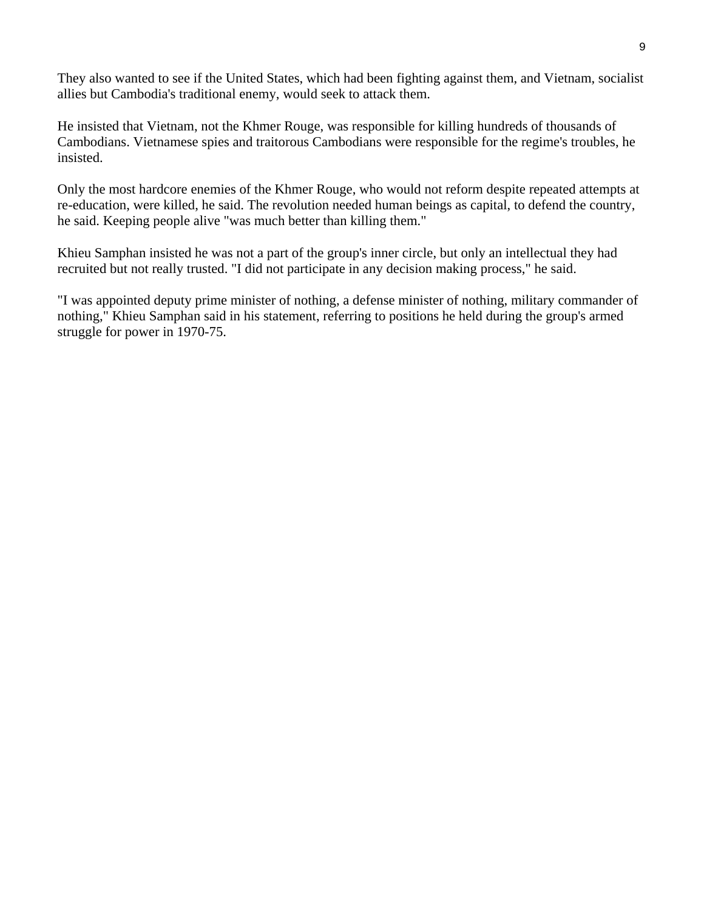They also wanted to see if the United States, which had been fighting against them, and Vietnam, socialist allies but Cambodia's traditional enemy, would seek to attack them.

He insisted that Vietnam, not the Khmer Rouge, was responsible for killing hundreds of thousands of Cambodians. Vietnamese spies and traitorous Cambodians were responsible for the regime's troubles, he insisted.

Only the most hardcore enemies of the Khmer Rouge, who would not reform despite repeated attempts at re-education, were killed, he said. The revolution needed human beings as capital, to defend the country, he said. Keeping people alive "was much better than killing them."

Khieu Samphan insisted he was not a part of the group's inner circle, but only an intellectual they had recruited but not really trusted. "I did not participate in any decision making process," he said.

"I was appointed deputy prime minister of nothing, a defense minister of nothing, military commander of nothing," Khieu Samphan said in his statement, referring to positions he held during the group's armed struggle for power in 1970-75.